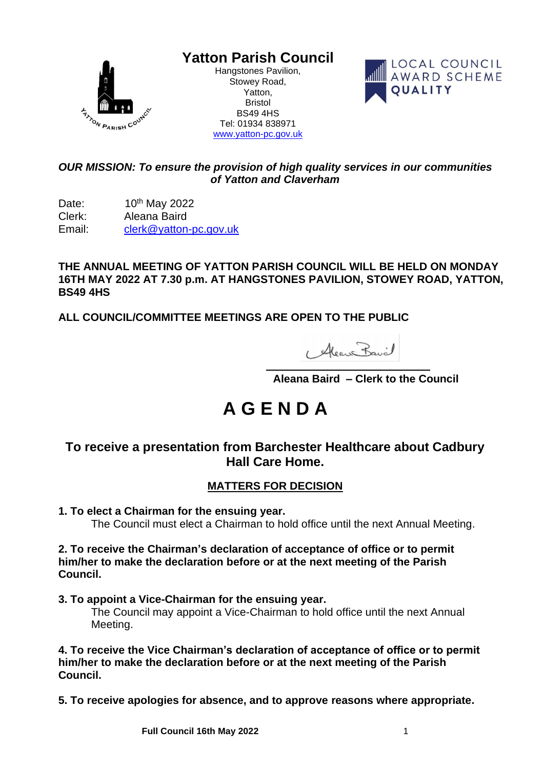# Yatton Parish Council

Hangstones Pavilion,
Stowey Road,
Yatton,
Bristol
BS49 4HS
Tel: 01934 838971
www.yatton-pc.gov.uk

LOCAL COUNCIL AWARD SCHEME QUALITY

***OUR MISSION: To ensure the provision of high quality services in our communities of Yatton and Claverham***

Date: 10th May 2022
Clerk: Aleana Baird
Email: clerk@yatton-pc.gov.uk

**THE ANNUAL MEETING OF YATTON PARISH COUNCIL WILL BE HELD ON MONDAY 16TH MAY 2022 AT 7.30 p.m. AT HANGSTONES PAVILION, STOWEY ROAD, YATTON, BS49 4HS**

**ALL COUNCIL/COMMITTEE MEETINGS ARE OPEN TO THE PUBLIC**

**Aleana Baird – Clerk to the Council**

# A G E N D A

## To receive a presentation from Barchester Healthcare about Cadbury Hall Care Home.

### MATTERS FOR DECISION

**1. To elect a Chairman for the ensuing year.**
The Council must elect a Chairman to hold office until the next Annual Meeting.

**2. To receive the Chairman's declaration of acceptance of office or to permit him/her to make the declaration before or at the next meeting of the Parish Council.**

**3. To appoint a Vice-Chairman for the ensuing year.**
The Council may appoint a Vice-Chairman to hold office until the next Annual Meeting.

**4. To receive the Vice Chairman's declaration of acceptance of office or to permit him/her to make the declaration before or at the next meeting of the Parish Council.**

**5. To receive apologies for absence, and to approve reasons where appropriate.**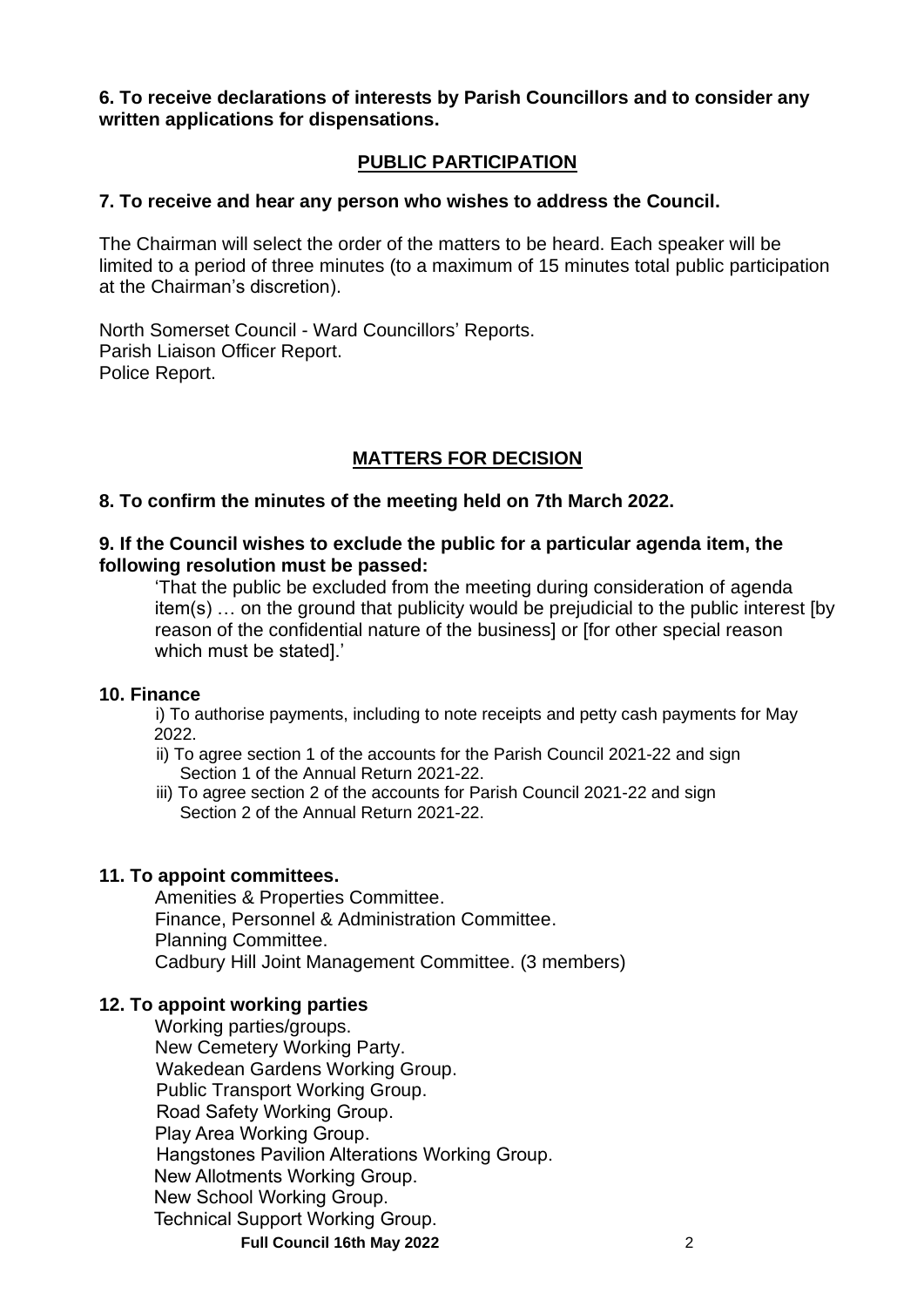**6. To receive declarations of interests by Parish Councillors and to consider any written applications for dispensations.**

## PUBLIC PARTICIPATION

**7. To receive and hear any person who wishes to address the Council.**

The Chairman will select the order of the matters to be heard. Each speaker will be limited to a period of three minutes (to a maximum of 15 minutes total public participation at the Chairman's discretion).

North Somerset Council - Ward Councillors' Reports.
Parish Liaison Officer Report.
Police Report.

## MATTERS FOR DECISION

**8. To confirm the minutes of the meeting held on 7th March 2022.**

**9. If the Council wishes to exclude the public for a particular agenda item, the following resolution must be passed:**

'That the public be excluded from the meeting during consideration of agenda item(s) … on the ground that publicity would be prejudicial to the public interest [by reason of the confidential nature of the business] or [for other special reason which must be stated].'

**10. Finance**

i) To authorise payments, including to note receipts and petty cash payments for May 2022.
ii) To agree section 1 of the accounts for the Parish Council 2021-22 and sign Section 1 of the Annual Return 2021-22.
iii) To agree section 2 of the accounts for Parish Council 2021-22 and sign Section 2 of the Annual Return 2021-22.

**11. To appoint committees.**

Amenities & Properties Committee.
Finance, Personnel & Administration Committee.
Planning Committee.
Cadbury Hill Joint Management Committee. (3 members)

**12. To appoint working parties**

Working parties/groups.
New Cemetery Working Party.
Wakedean Gardens Working Group.
Public Transport Working Group.
Road Safety Working Group.
Play Area Working Group.
Hangstones Pavilion Alterations Working Group.
New Allotments Working Group.
New School Working Group.
Technical Support Working Group.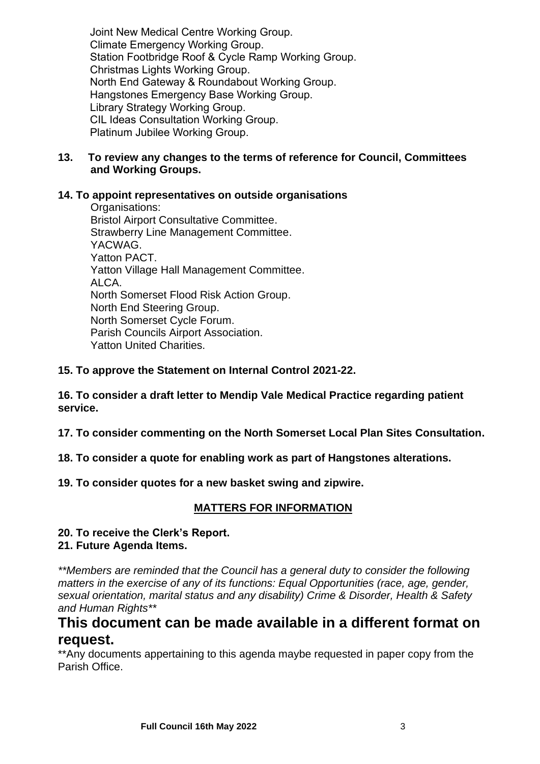Joint New Medical Centre Working Group.
Climate Emergency Working Group.
Station Footbridge Roof & Cycle Ramp Working Group.
Christmas Lights Working Group.
North End Gateway & Roundabout Working Group.
Hangstones Emergency Base Working Group.
Library Strategy Working Group.
CIL Ideas Consultation Working Group.
Platinum Jubilee Working Group.

**13. To review any changes to the terms of reference for Council, Committees and Working Groups.**

**14. To appoint representatives on outside organisations**

Organisations:
Bristol Airport Consultative Committee.
Strawberry Line Management Committee.
YACWAG.
Yatton PACT.
Yatton Village Hall Management Committee.
ALCA.
North Somerset Flood Risk Action Group.
North End Steering Group.
North Somerset Cycle Forum.
Parish Councils Airport Association.
Yatton United Charities.

**15. To approve the Statement on Internal Control 2021-22.**

**16. To consider a draft letter to Mendip Vale Medical Practice regarding patient service.**

**17. To consider commenting on the North Somerset Local Plan Sites Consultation.**

**18. To consider a quote for enabling work as part of Hangstones alterations.**

**19. To consider quotes for a new basket swing and zipwire.**

**MATTERS FOR INFORMATION**

**20. To receive the Clerk's Report.**
**21. Future Agenda Items.**

*\*\*Members are reminded that the Council has a general duty to consider the following matters in the exercise of any of its functions: Equal Opportunities (race, age, gender, sexual orientation, marital status and any disability) Crime & Disorder, Health & Safety and Human Rights\*\**

# This document can be made available in a different format on request.

\*\*Any documents appertaining to this agenda maybe requested in paper copy from the Parish Office.